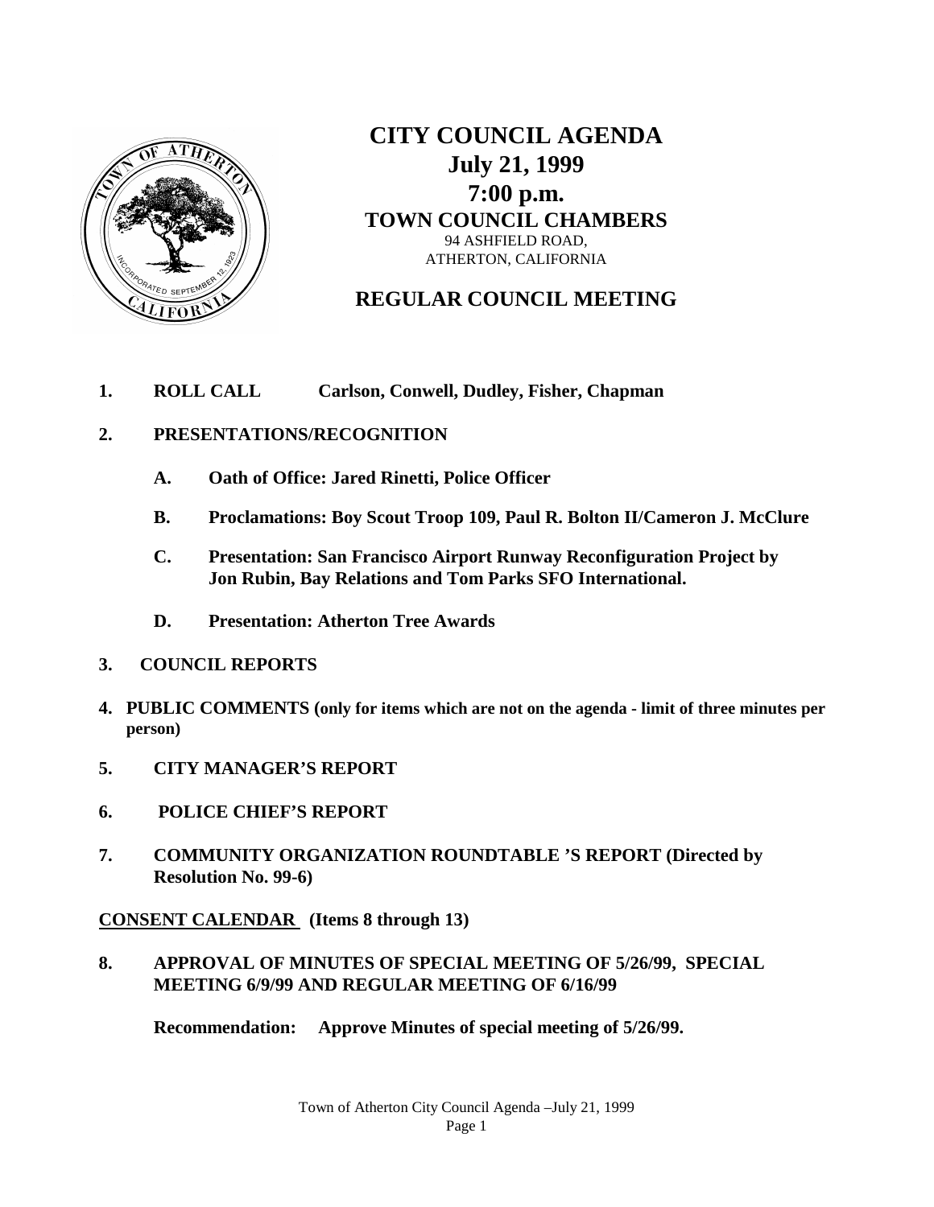# CITY COUNCIL AGENDA
## July 21, 1999
## 7:00 p.m.
## TOWN COUNCIL CHAMBERS

94 ASHFIELD ROAD,
ATHERTON, CALIFORNIA

## REGULAR COUNCIL MEETING

**1. ROLL CALL** **Carlson, Conwell, Dudley, Fisher, Chapman**

**2. PRESENTATIONS/RECOGNITION**

**A. Oath of Office: Jared Rinetti, Police Officer**

**B. Proclamations: Boy Scout Troop 109, Paul R. Bolton II/Cameron J. McClure**

**C. Presentation: San Francisco Airport Runway Reconfiguration Project by Jon Rubin, Bay Relations and Tom Parks SFO International.**

**D. Presentation: Atherton Tree Awards**

**3. COUNCIL REPORTS**

**4. PUBLIC COMMENTS (only for items which are not on the agenda - limit of three minutes per person)**

**5. CITY MANAGER'S REPORT**

**6. POLICE CHIEF'S REPORT**

**7. COMMUNITY ORGANIZATION ROUNDTABLE 'S REPORT (Directed by Resolution No. 99-6)**

**<u>CONSENT CALENDAR</u> (Items 8 through 13)**

**8. APPROVAL OF MINUTES OF SPECIAL MEETING OF 5/26/99, SPECIAL MEETING 6/9/99 AND REGULAR MEETING OF 6/16/99**

**Recommendation: Approve Minutes of special meeting of 5/26/99.**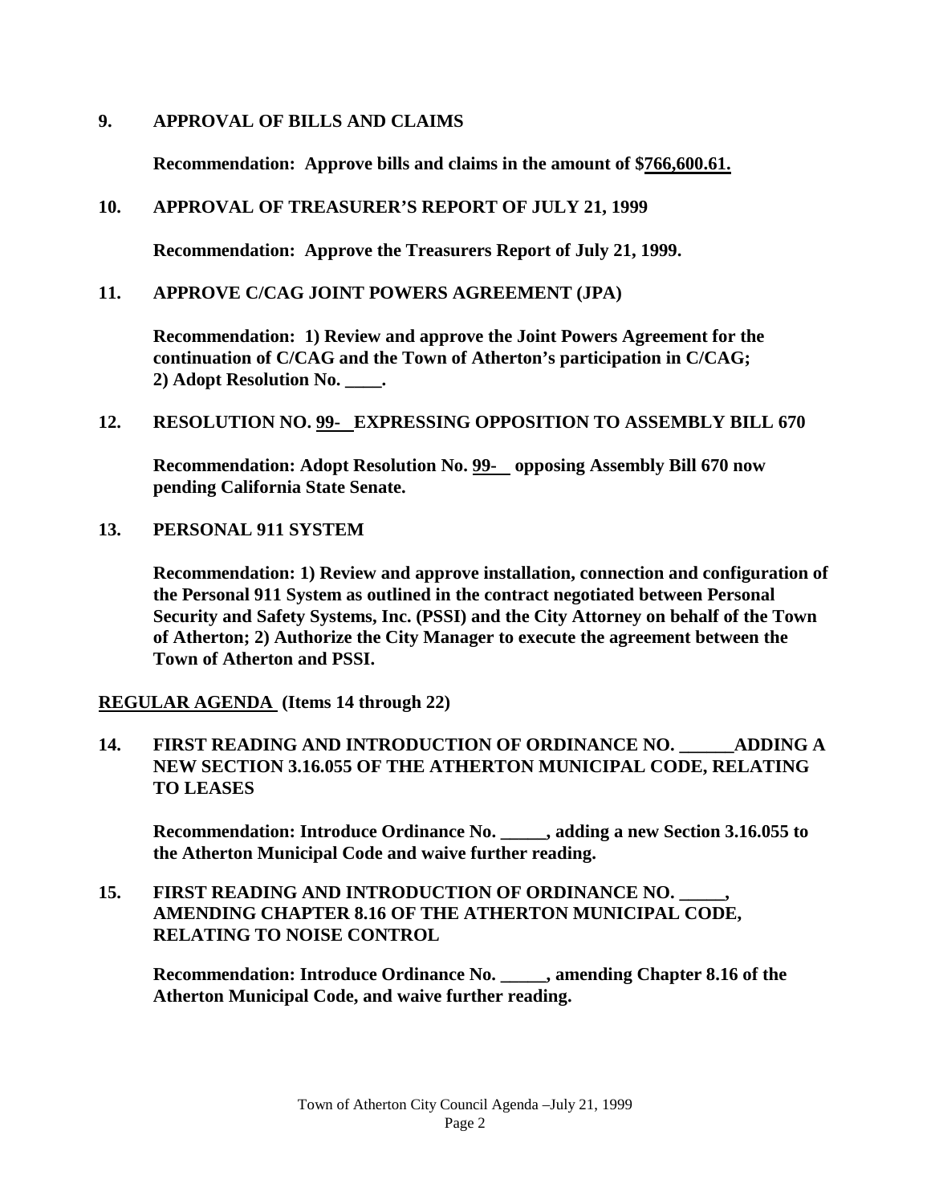**9. APPROVAL OF BILLS AND CLAIMS**

**Recommendation: Approve bills and claims in the amount of $<u>766,600.61.</u>**

**10. APPROVAL OF TREASURER'S REPORT OF JULY 21, 1999**

**Recommendation: Approve the Treasurers Report of July 21, 1999.**

**11. APPROVE C/CAG JOINT POWERS AGREEMENT (JPA)**

**Recommendation: 1) Review and approve the Joint Powers Agreement for the continuation of C/CAG and the Town of Atherton's participation in C/CAG; 2) Adopt Resolution No. ____.**

**12. RESOLUTION NO. <u>99-  </u> EXPRESSING OPPOSITION TO ASSEMBLY BILL 670**

**Recommendation: Adopt Resolution No. <u>99-  </u> opposing Assembly Bill 670 now pending California State Senate.**

**13. PERSONAL 911 SYSTEM**

**Recommendation: 1) Review and approve installation, connection and configuration of the Personal 911 System as outlined in the contract negotiated between Personal Security and Safety Systems, Inc. (PSSI) and the City Attorney on behalf of the Town of Atherton; 2) Authorize the City Manager to execute the agreement between the Town of Atherton and PSSI.**

**<u>REGULAR AGENDA</u> (Items 14 through 22)**

**14. FIRST READING AND INTRODUCTION OF ORDINANCE NO. ______ADDING A NEW SECTION 3.16.055 OF THE ATHERTON MUNICIPAL CODE, RELATING TO LEASES**

**Recommendation: Introduce Ordinance No. _____, adding a new Section 3.16.055 to the Atherton Municipal Code and waive further reading.**

**15. FIRST READING AND INTRODUCTION OF ORDINANCE NO. _____, AMENDING CHAPTER 8.16 OF THE ATHERTON MUNICIPAL CODE, RELATING TO NOISE CONTROL**

**Recommendation: Introduce Ordinance No. _____, amending Chapter 8.16 of the Atherton Municipal Code, and waive further reading.**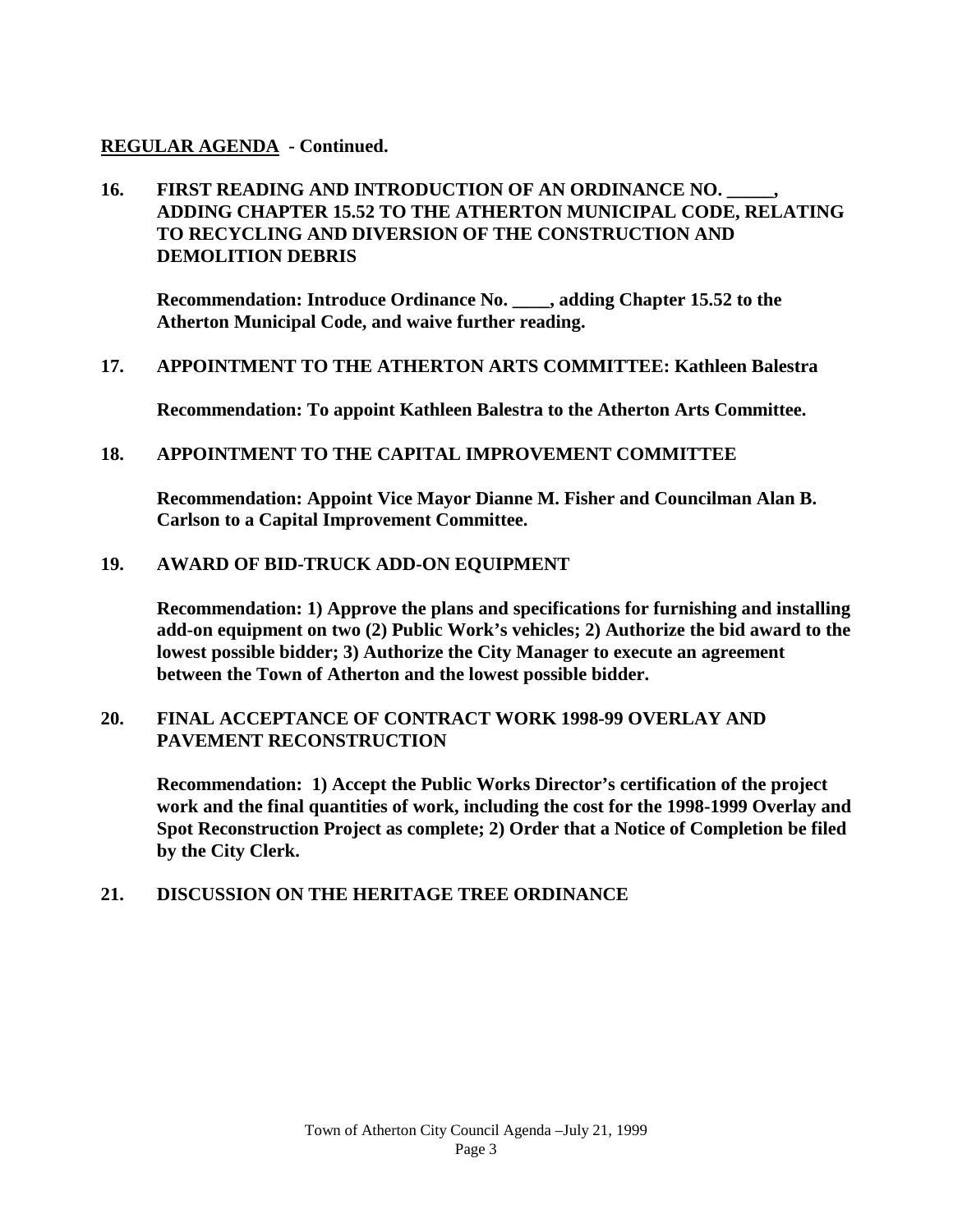**<u>REGULAR AGENDA</u> - Continued.**

**16. FIRST READING AND INTRODUCTION OF AN ORDINANCE NO. _____, ADDING CHAPTER 15.52 TO THE ATHERTON MUNICIPAL CODE, RELATING TO RECYCLING AND DIVERSION OF THE CONSTRUCTION AND DEMOLITION DEBRIS**

**Recommendation: Introduce Ordinance No. ____, adding Chapter 15.52 to the Atherton Municipal Code, and waive further reading.**

**17. APPOINTMENT TO THE ATHERTON ARTS COMMITTEE: Kathleen Balestra**

**Recommendation: To appoint Kathleen Balestra to the Atherton Arts Committee.**

**18. APPOINTMENT TO THE CAPITAL IMPROVEMENT COMMITTEE**

**Recommendation: Appoint Vice Mayor Dianne M. Fisher and Councilman Alan B. Carlson to a Capital Improvement Committee.**

**19. AWARD OF BID-TRUCK ADD-ON EQUIPMENT**

**Recommendation: 1) Approve the plans and specifications for furnishing and installing add-on equipment on two (2) Public Work's vehicles; 2) Authorize the bid award to the lowest possible bidder; 3) Authorize the City Manager to execute an agreement between the Town of Atherton and the lowest possible bidder.**

**20. FINAL ACCEPTANCE OF CONTRACT WORK 1998-99 OVERLAY AND PAVEMENT RECONSTRUCTION**

**Recommendation: 1) Accept the Public Works Director's certification of the project work and the final quantities of work, including the cost for the 1998-1999 Overlay and Spot Reconstruction Project as complete; 2) Order that a Notice of Completion be filed by the City Clerk.**

**21. DISCUSSION ON THE HERITAGE TREE ORDINANCE**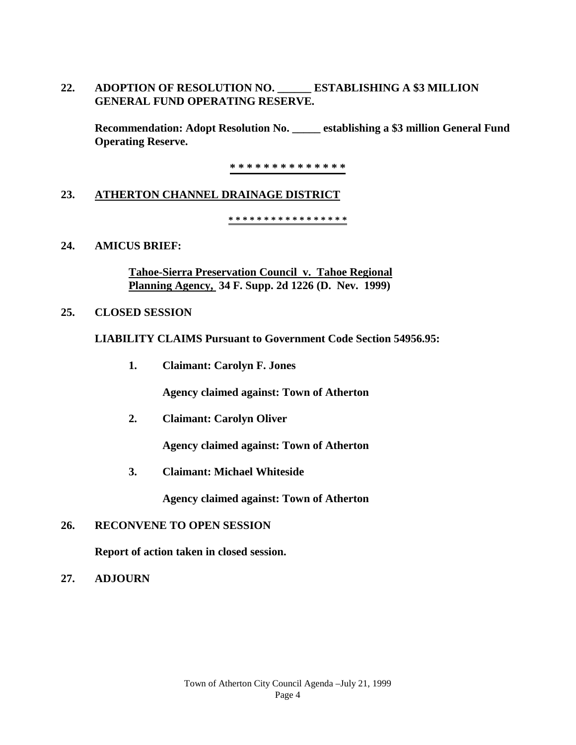**22. ADOPTION OF RESOLUTION NO. ______ ESTABLISHING A $3 MILLION GENERAL FUND OPERATING RESERVE.**

**Recommendation: Adopt Resolution No. _____ establishing a $3 million General Fund Operating Reserve.**

**\* \* \* \* \* \* \* \* \* \* \* \* \* \***

**23. ATHERTON CHANNEL DRAINAGE DISTRICT**

**\* \* \* \* \* \* \* \* \* \* \* \* \* \* \* \* \***

**24. AMICUS BRIEF:**

**Tahoe-Sierra Preservation Council v. Tahoe Regional Planning Agency, 34 F. Supp. 2d 1226 (D. Nev. 1999)**

**25. CLOSED SESSION**

**LIABILITY CLAIMS Pursuant to Government Code Section 54956.95:**

1. **Claimant: Carolyn F. Jones**

   **Agency claimed against: Town of Atherton**

2. **Claimant: Carolyn Oliver**

   **Agency claimed against: Town of Atherton**

3. **Claimant: Michael Whiteside**

   **Agency claimed against: Town of Atherton**

**26. RECONVENE TO OPEN SESSION**

**Report of action taken in closed session.**

**27. ADJOURN**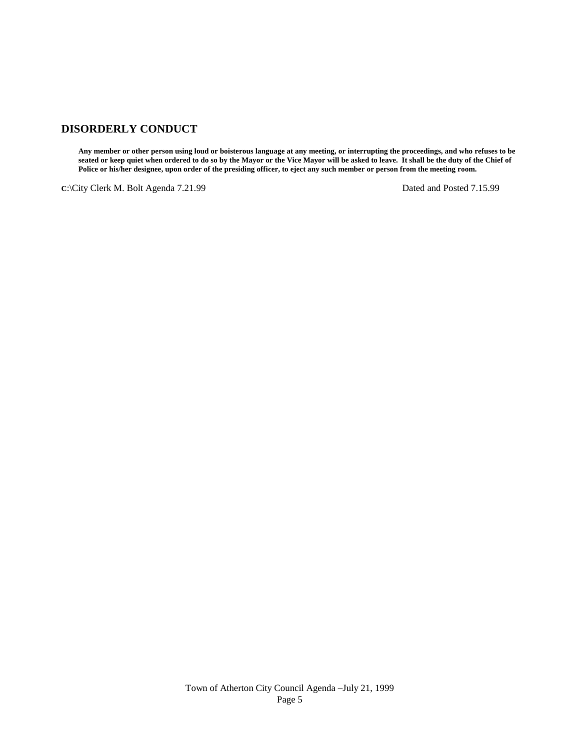## DISORDERLY CONDUCT

**Any member or other person using loud or boisterous language at any meeting, or interrupting the proceedings, and who refuses to be seated or keep quiet when ordered to do so by the Mayor or the Vice Mayor will be asked to leave. It shall be the duty of the Chief of Police or his/her designee, upon order of the presiding officer, to eject any such member or person from the meeting room.**

C:\City Clerk M. Bolt Agenda 7.21.99 Dated and Posted 7.15.99